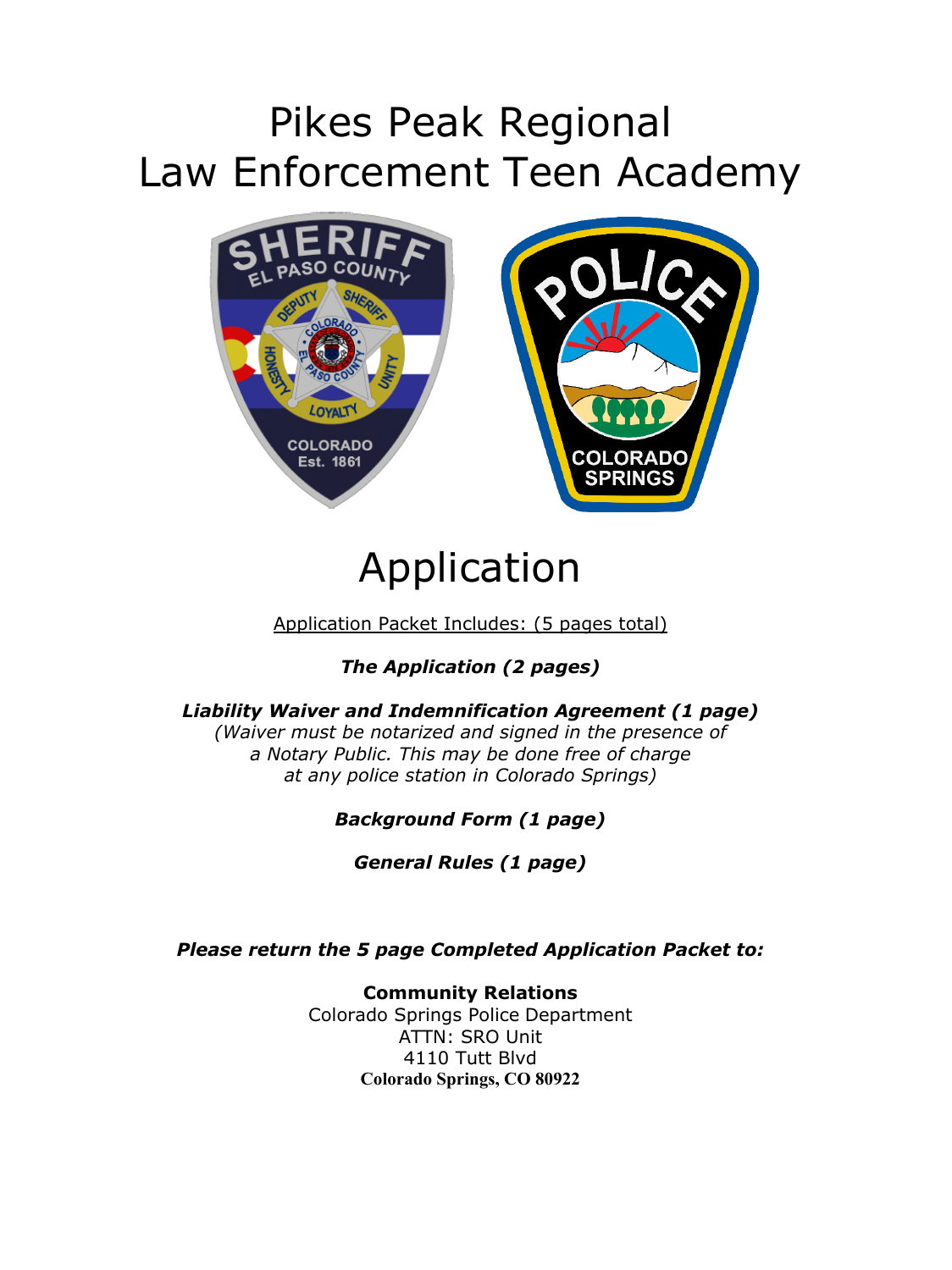# Pikes Peak Regional
# Law Enforcement Teen Academy

# Application

Application Packet Includes: (5 pages total)

***The Application (2 pages)***

***Liability Waiver and Indemnification Agreement (1 page)***
*(Waiver must be notarized and signed in the presence of a Notary Public. This may be done free of charge at any police station in Colorado Springs)*

***Background Form (1 page)***

***General Rules (1 page)***

***Please return the 5 page Completed Application Packet to:***

**Community Relations**
Colorado Springs Police Department
ATTN: SRO Unit
4110 Tutt Blvd
**Colorado Springs, CO 80922**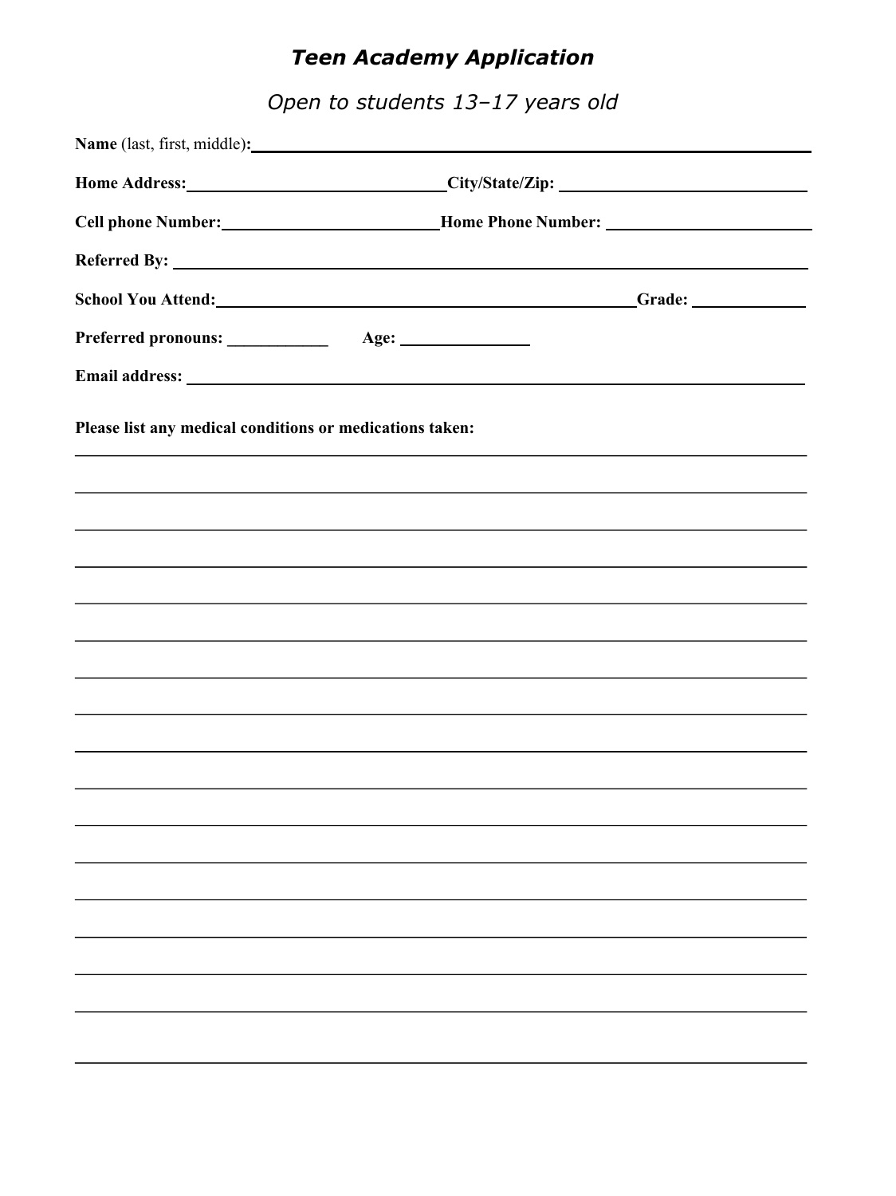# *Teen Academy Application*

*Open to students 13–17 years old*

**Name** (last, first, middle)**:** ______________________________

**Home Address:** ______________________________ **City/State/Zip:** ______________________________

**Cell phone Number:** ______________________________ **Home Phone Number:** ______________________________

**Referred By:** ______________________________

**School You Attend:** ______________________________ **Grade:** ______________

**Preferred pronouns:** ____________ **Age:** ______________

**Email address:** ______________________________

**Please list any medical conditions or medications taken:**

______________________________________________________________________________

______________________________________________________________________________

______________________________________________________________________________

______________________________________________________________________________

______________________________________________________________________________

______________________________________________________________________________

______________________________________________________________________________

______________________________________________________________________________

______________________________________________________________________________

______________________________________________________________________________

______________________________________________________________________________

______________________________________________________________________________

______________________________________________________________________________

______________________________________________________________________________

______________________________________________________________________________

______________________________________________________________________________

______________________________________________________________________________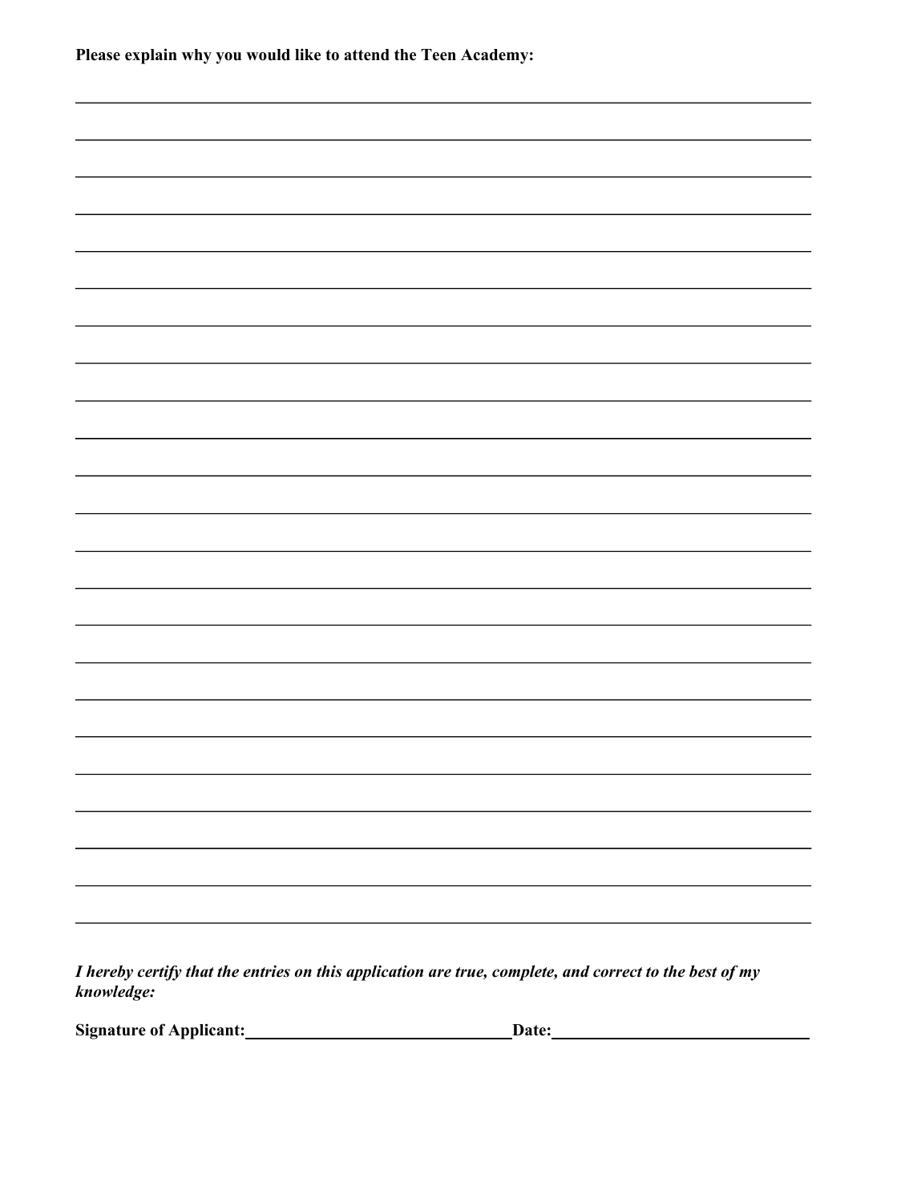**Please explain why you would like to attend the Teen Academy:**

_______________________________________________________________________________

_______________________________________________________________________________

_______________________________________________________________________________

_______________________________________________________________________________

_______________________________________________________________________________

_______________________________________________________________________________

_______________________________________________________________________________

_______________________________________________________________________________

_______________________________________________________________________________

_______________________________________________________________________________

_______________________________________________________________________________

_______________________________________________________________________________

_______________________________________________________________________________

_______________________________________________________________________________

_______________________________________________________________________________

_______________________________________________________________________________

_______________________________________________________________________________

_______________________________________________________________________________

_______________________________________________________________________________

_______________________________________________________________________________

_______________________________________________________________________________

_______________________________________________________________________________

_______________________________________________________________________________

***I hereby certify that the entries on this application are true, complete, and correct to the best of my knowledge:***

**Signature of Applicant:**_______________________________ **Date:**_______________________________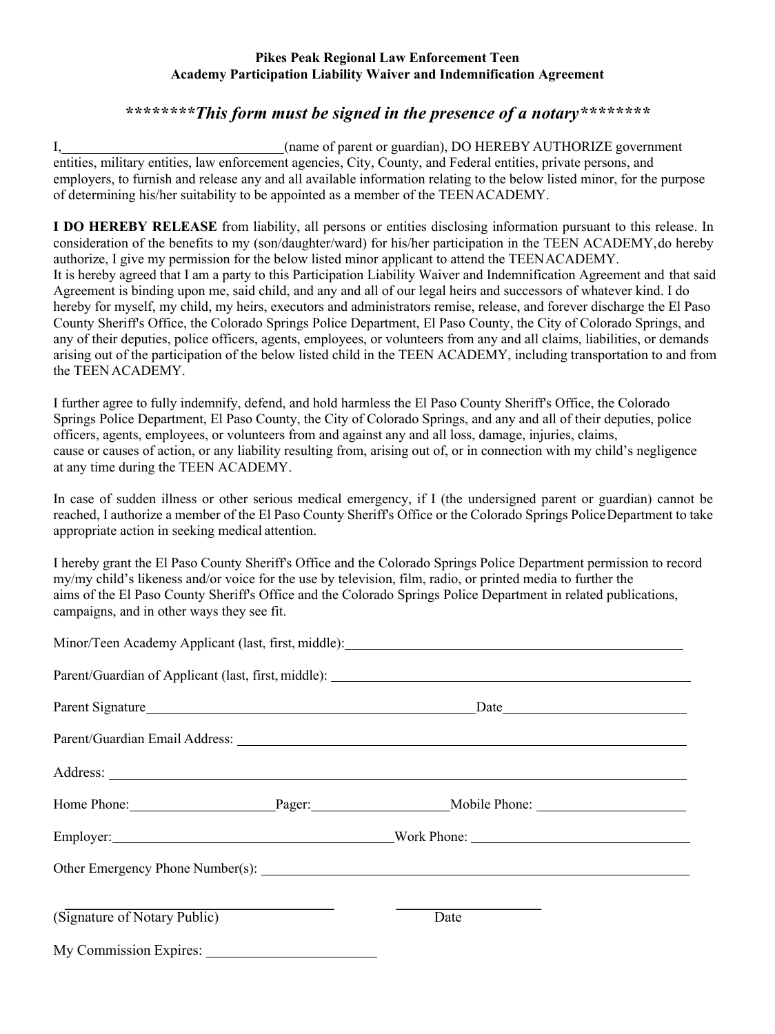**Pikes Peak Regional Law Enforcement Teen Academy Participation Liability Waiver and Indemnification Agreement**

***********This form must be signed in the presence of a notary*********

I, ______________________________ (name of parent or guardian), DO HEREBY AUTHORIZE government entities, military entities, law enforcement agencies, City, County, and Federal entities, private persons, and employers, to furnish and release any and all available information relating to the below listed minor, for the purpose of determining his/her suitability to be appointed as a member of the TEEN ACADEMY.

**I DO HEREBY RELEASE** from liability, all persons or entities disclosing information pursuant to this release. In consideration of the benefits to my (son/daughter/ward) for his/her participation in the TEEN ACADEMY, do hereby authorize, I give my permission for the below listed minor applicant to attend the TEEN ACADEMY.
It is hereby agreed that I am a party to this Participation Liability Waiver and Indemnification Agreement and that said Agreement is binding upon me, said child, and any and all of our legal heirs and successors of whatever kind. I do hereby for myself, my child, my heirs, executors and administrators remise, release, and forever discharge the El Paso County Sheriff's Office, the Colorado Springs Police Department, El Paso County, the City of Colorado Springs, and any of their deputies, police officers, agents, employees, or volunteers from any and all claims, liabilities, or demands arising out of the participation of the below listed child in the TEEN ACADEMY, including transportation to and from the TEEN ACADEMY.

I further agree to fully indemnify, defend, and hold harmless the El Paso County Sheriff's Office, the Colorado Springs Police Department, El Paso County, the City of Colorado Springs, and any and all of their deputies, police officers, agents, employees, or volunteers from and against any and all loss, damage, injuries, claims, cause or causes of action, or any liability resulting from, arising out of, or in connection with my child's negligence at any time during the TEEN ACADEMY.

In case of sudden illness or other serious medical emergency, if I (the undersigned parent or guardian) cannot be reached, I authorize a member of the El Paso County Sheriff's Office or the Colorado Springs Police Department to take appropriate action in seeking medical attention.

I hereby grant the El Paso County Sheriff's Office and the Colorado Springs Police Department permission to record my/my child's likeness and/or voice for the use by television, film, radio, or printed media to further the aims of the El Paso County Sheriff's Office and the Colorado Springs Police Department in related publications, campaigns, and in other ways they see fit.

Minor/Teen Academy Applicant (last, first, middle): ______________________________

Parent/Guardian of Applicant (last, first, middle): ______________________________

Parent Signature ______________________________ Date ______________

Parent/Guardian Email Address: ______________________________

Address: ______________________________

Home Phone: ______________ Pager: ______________ Mobile Phone: ______________

Employer: ______________________________ Work Phone: ______________

Other Emergency Phone Number(s): ______________________________

______________________________ ______________
(Signature of Notary Public) Date

My Commission Expires: ______________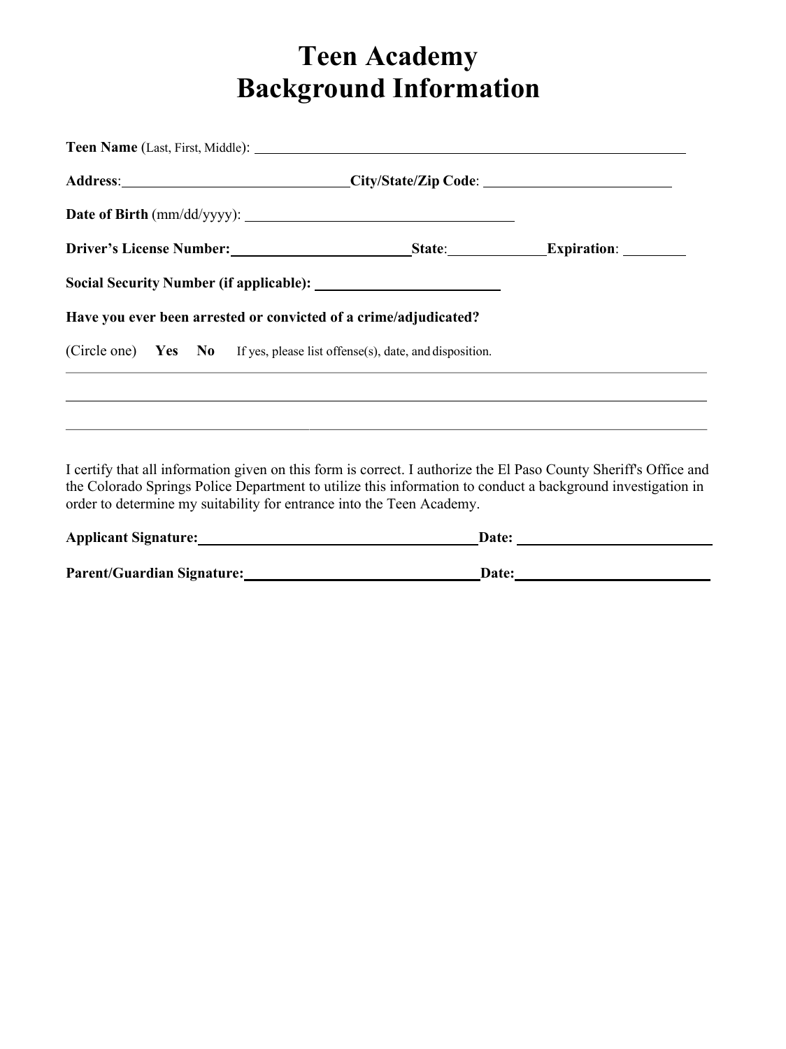# Teen Academy
# Background Information

**Teen Name** (Last, First, Middle): ____________________________________________

**Address**: ______________________________ **City/State/Zip Code**: ________________________

**Date of Birth** (mm/dd/yyyy): ____________________________________

**Driver's License Number:** ______________________ **State**: ____________ **Expiration**: ________

**Social Security Number (if applicable):** ________________________

**Have you ever been arrested or convicted of a crime/adjudicated?**

(Circle one) **Yes** **No** If yes, please list offense(s), date, and disposition.

______________________________________________________________________________________

______________________________________________________________________________________

______________________________________________________________________________________

I certify that all information given on this form is correct. I authorize the El Paso County Sheriff's Office and the Colorado Springs Police Department to utilize this information to conduct a background investigation in order to determine my suitability for entrance into the Teen Academy.

**Applicant Signature:** ____________________________________ **Date:** __________________________

**Parent/Guardian Signature:** ______________________________ **Date:** __________________________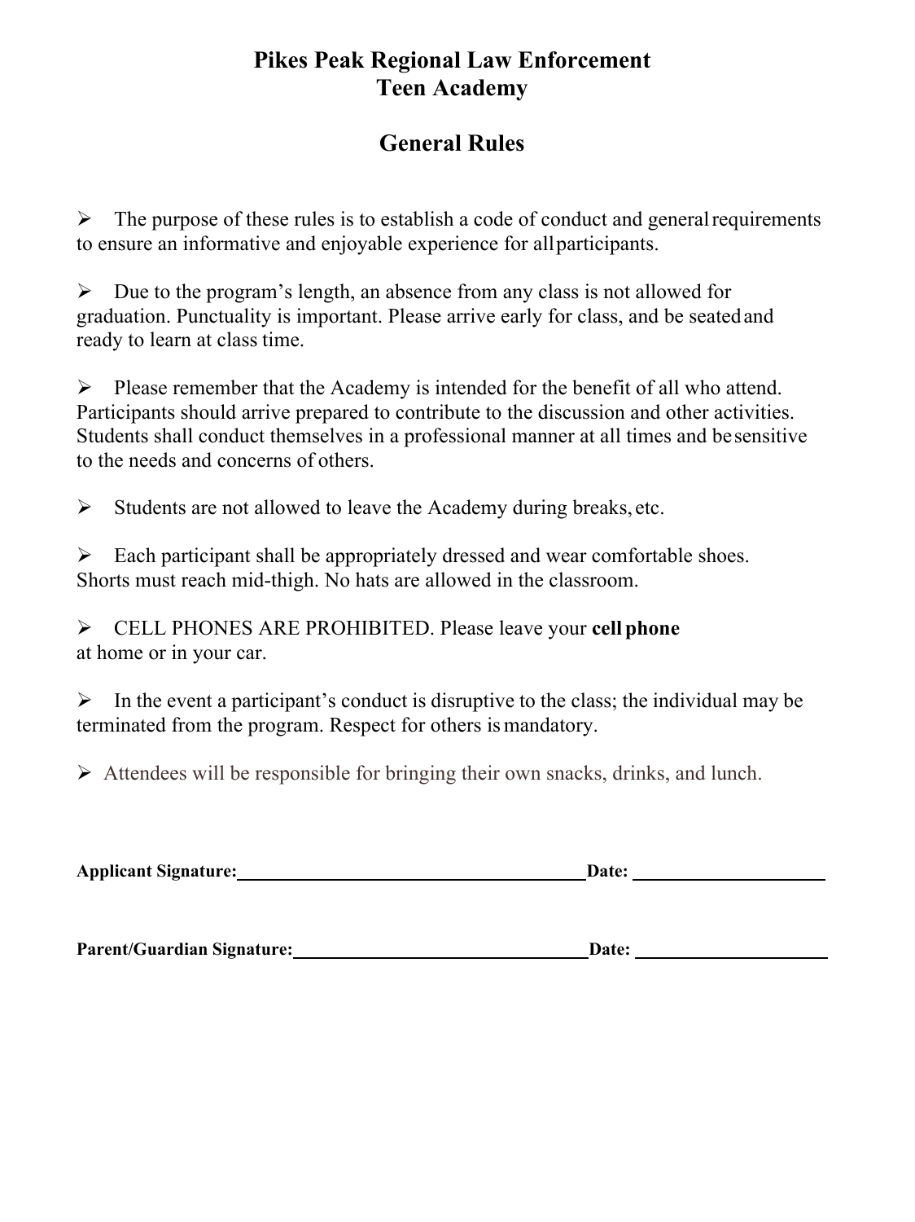# Pikes Peak Regional Law Enforcement Teen Academy

## General Rules

- The purpose of these rules is to establish a code of conduct and general requirements to ensure an informative and enjoyable experience for all participants.

- Due to the program's length, an absence from any class is not allowed for graduation. Punctuality is important. Please arrive early for class, and be seated and ready to learn at class time.

- Please remember that the Academy is intended for the benefit of all who attend. Participants should arrive prepared to contribute to the discussion and other activities. Students shall conduct themselves in a professional manner at all times and be sensitive to the needs and concerns of others.

- Students are not allowed to leave the Academy during breaks, etc.

- Each participant shall be appropriately dressed and wear comfortable shoes. Shorts must reach mid-thigh. No hats are allowed in the classroom.

- CELL PHONES ARE PROHIBITED. Please leave your **cell phone** at home or in your car.

- In the event a participant's conduct is disruptive to the class; the individual may be terminated from the program. Respect for others is mandatory.

- Attendees will be responsible for bringing their own snacks, drinks, and lunch.

**Applicant Signature:**\_\_\_\_\_\_\_\_\_\_\_\_\_\_\_\_\_\_\_\_\_\_\_\_\_\_\_\_\_\_\_\_ **Date:** \_\_\_\_\_\_\_\_\_\_\_\_\_\_\_\_\_\_

**Parent/Guardian Signature:**\_\_\_\_\_\_\_\_\_\_\_\_\_\_\_\_\_\_\_\_\_\_\_\_\_\_ **Date:** \_\_\_\_\_\_\_\_\_\_\_\_\_\_\_\_\_\_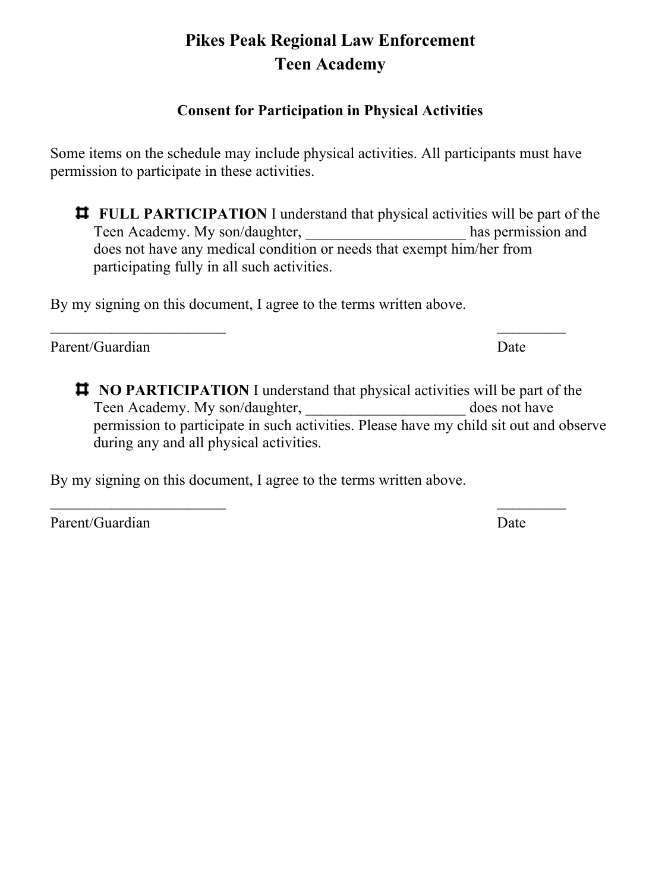# Pikes Peak Regional Law Enforcement
# Teen Academy

### Consent for Participation in Physical Activities

Some items on the schedule may include physical activities. All participants must have permission to participate in these activities.

- ☐ **FULL PARTICIPATION** I understand that physical activities will be part of the Teen Academy. My son/daughter, _____________________ has permission and does not have any medical condition or needs that exempt him/her from participating fully in all such activities.

By my signing on this document, I agree to the terms written above.

_______________________ _________

Parent/Guardian Date

- ☐ **NO PARTICIPATION** I understand that physical activities will be part of the Teen Academy. My son/daughter, _____________________ does not have permission to participate in such activities. Please have my child sit out and observe during any and all physical activities.

By my signing on this document, I agree to the terms written above.

_______________________ _________

Parent/Guardian Date